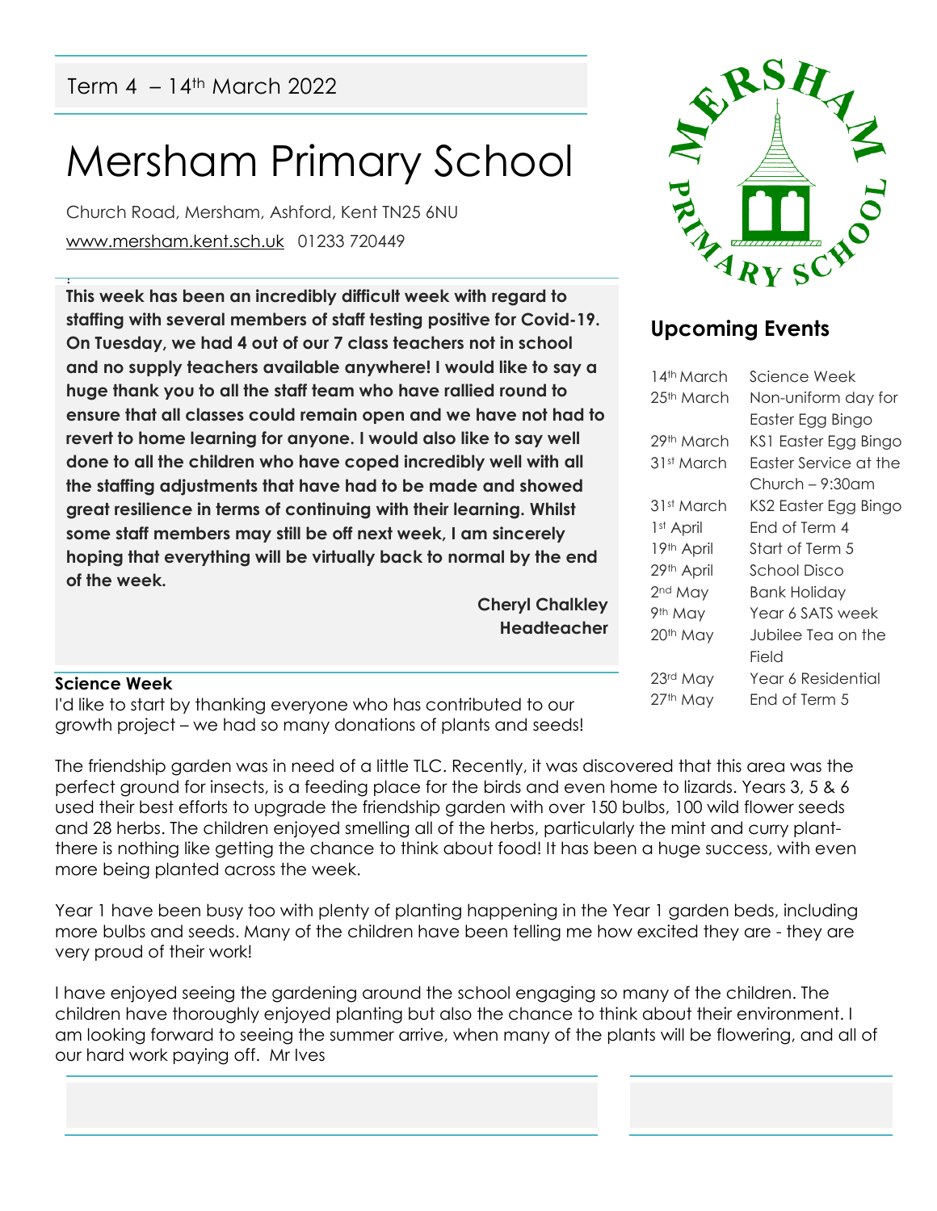Term 4 – 14th March 2022

# Mersham Primary School

Church Road, Mersham, Ashford, Kent TN25 6NU

www.mersham.kent.sch.uk 01233 720449

**This week has been an incredibly difficult week with regard to staffing with several members of staff testing positive for Covid-19. On Tuesday, we had 4 out of our 7 class teachers not in school and no supply teachers available anywhere! I would like to say a huge thank you to all the staff team who have rallied round to ensure that all classes could remain open and we have not had to revert to home learning for anyone. I would also like to say well done to all the children who have coped incredibly well with all the staffing adjustments that have had to be made and showed great resilience in terms of continuing with their learning. Whilst some staff members may still be off next week, I am sincerely hoping that everything will be virtually back to normal by the end of the week.**

**Cheryl Chalkley**
**Headteacher**

## Upcoming Events

| | |
|---|---|
| 14th March | Science Week |
| 25th March | Non-uniform day for Easter Egg Bingo |
| 29th March | KS1 Easter Egg Bingo |
| 31st March | Easter Service at the Church – 9:30am |
| 31st March | KS2 Easter Egg Bingo |
| 1st April | End of Term 4 |
| 19th April | Start of Term 5 |
| 29th April | School Disco |
| 2nd May | Bank Holiday |
| 9th May | Year 6 SATS week |
| 20th May | Jubilee Tea on the Field |
| 23rd May | Year 6 Residential |
| 27th May | End of Term 5 |

### Science Week

I'd like to start by thanking everyone who has contributed to our growth project – we had so many donations of plants and seeds!

The friendship garden was in need of a little TLC. Recently, it was discovered that this area was the perfect ground for insects, is a feeding place for the birds and even home to lizards. Years 3, 5 & 6 used their best efforts to upgrade the friendship garden with over 150 bulbs, 100 wild flower seeds and 28 herbs. The children enjoyed smelling all of the herbs, particularly the mint and curry plant- there is nothing like getting the chance to think about food! It has been a huge success, with even more being planted across the week.

Year 1 have been busy too with plenty of planting happening in the Year 1 garden beds, including more bulbs and seeds. Many of the children have been telling me how excited they are - they are very proud of their work!

I have enjoyed seeing the gardening around the school engaging so many of the children. The children have thoroughly enjoyed planting but also the chance to think about their environment. I am looking forward to seeing the summer arrive, when many of the plants will be flowering, and all of our hard work paying off. Mr Ives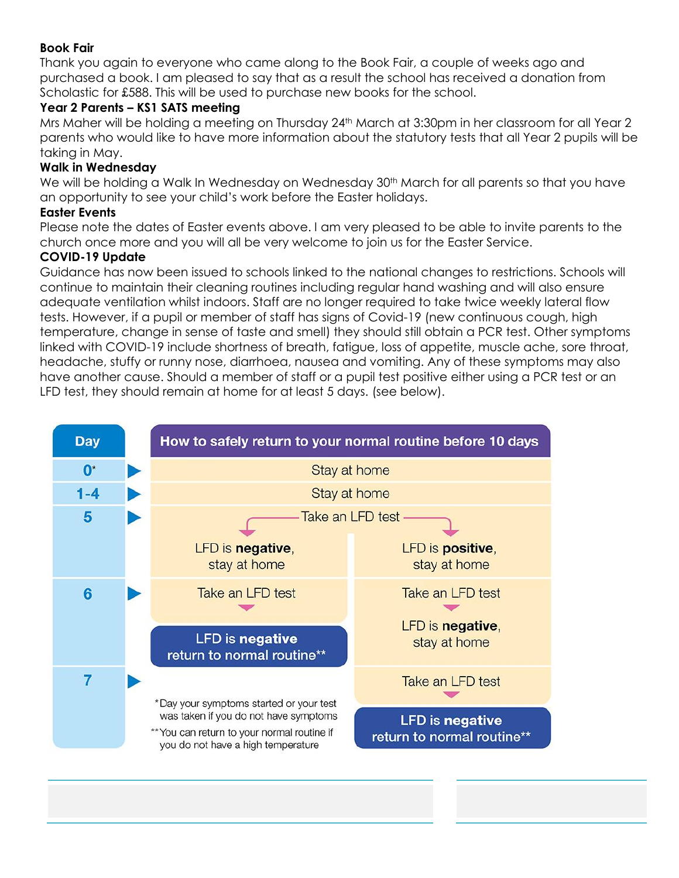**Book Fair**
Thank you again to everyone who came along to the Book Fair, a couple of weeks ago and purchased a book. I am pleased to say that as a result the school has received a donation from Scholastic for £588. This will be used to purchase new books for the school.

**Year 2 Parents – KS1 SATS meeting**
Mrs Maher will be holding a meeting on Thursday 24th March at 3:30pm in her classroom for all Year 2 parents who would like to have more information about the statutory tests that all Year 2 pupils will be taking in May.

**Walk in Wednesday**
We will be holding a Walk In Wednesday on Wednesday 30th March for all parents so that you have an opportunity to see your child's work before the Easter holidays.

**Easter Events**
Please note the dates of Easter events above. I am very pleased to be able to invite parents to the church once more and you will all be very welcome to join us for the Easter Service.

**COVID-19 Update**
Guidance has now been issued to schools linked to the national changes to restrictions. Schools will continue to maintain their cleaning routines including regular hand washing and will also ensure adequate ventilation whilst indoors. Staff are no longer required to take twice weekly lateral flow tests. However, if a pupil or member of staff has signs of Covid-19 (new continuous cough, high temperature, change in sense of taste and smell) they should still obtain a PCR test. Other symptoms linked with COVID-19 include shortness of breath, fatigue, loss of appetite, muscle ache, sore throat, headache, stuffy or runny nose, diarrhoea, nausea and vomiting. Any of these symptoms may also have another cause. Should a member of staff or a pupil test positive either using a PCR test or an LFD test, they should remain at home for at least 5 days. (see below).

| Day | How to safely return to your normal routine before 10 days | |
|---|---|---|
| 0* | Stay at home | |
| 1-4 | Stay at home | |
| 5 | Take an LFD test → LFD is **negative**, stay at home | Take an LFD test → LFD is **positive**, stay at home |
| 6 | Take an LFD test → **LFD is negative return to normal routine**** | Take an LFD test → LFD is **negative**, stay at home |
| 7 | | Take an LFD test → **LFD is negative return to normal routine**** |

*Day your symptoms started or your test was taken if you do not have symptoms

**You can return to your normal routine if you do not have a high temperature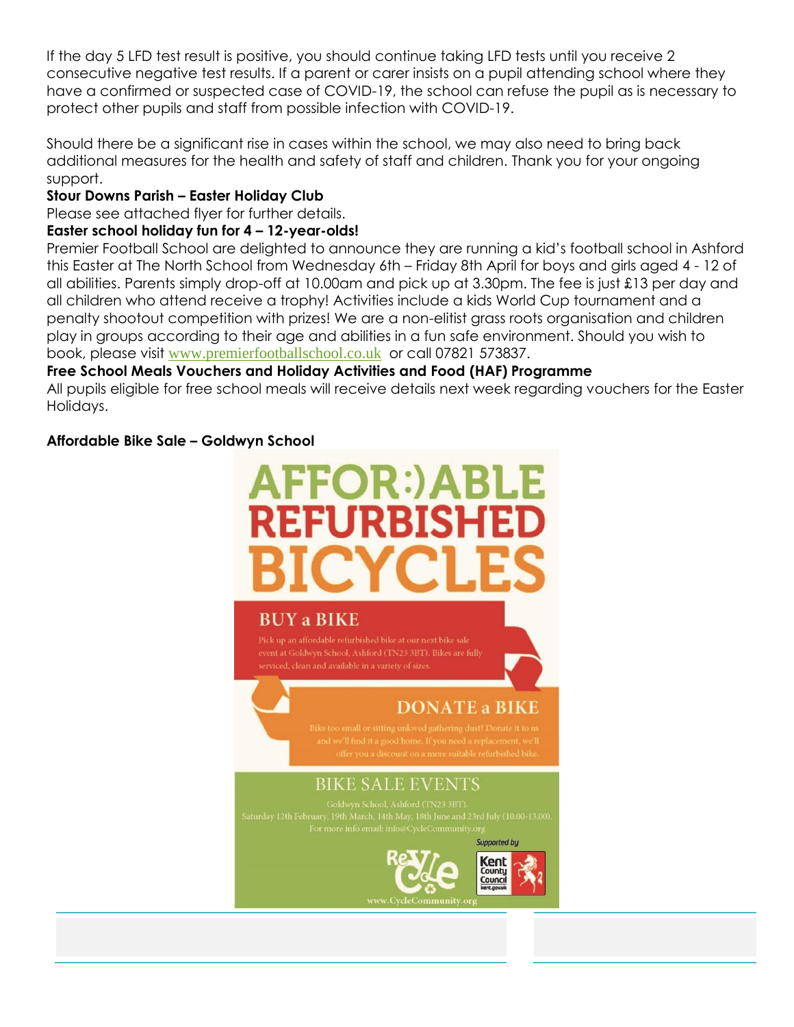If the day 5 LFD test result is positive, you should continue taking LFD tests until you receive 2 consecutive negative test results. If a parent or carer insists on a pupil attending school where they have a confirmed or suspected case of COVID-19, the school can refuse the pupil as is necessary to protect other pupils and staff from possible infection with COVID-19.

Should there be a significant rise in cases within the school, we may also need to bring back additional measures for the health and safety of staff and children. Thank you for your ongoing support.

**Stour Downs Parish – Easter Holiday Club**

Please see attached flyer for further details.

**Easter school holiday fun for 4 – 12-year-olds!**

Premier Football School are delighted to announce they are running a kid's football school in Ashford this Easter at The North School from Wednesday 6th – Friday 8th April for boys and girls aged 4 - 12 of all abilities. Parents simply drop-off at 10.00am and pick up at 3.30pm. The fee is just £13 per day and all children who attend receive a trophy! Activities include a kids World Cup tournament and a penalty shootout competition with prizes! We are a non-elitist grass roots organisation and children play in groups according to their age and abilities in a fun safe environment. Should you wish to book, please visit www.premierfootballschool.co.uk or call 07821 573837.

**Free School Meals Vouchers and Holiday Activities and Food (HAF) Programme**

All pupils eligible for free school meals will receive details next week regarding vouchers for the Easter Holidays.

**Affordable Bike Sale – Goldwyn School**

AFFOR:)ABLE REFURBISHED BICYCLES

**BUY a BIKE**

Pick up an affordable refurbished bike at our next bike sale event at Goldwyn School, Ashford (TN23 3BT). Bikes are fully serviced, clean and available in a variety of sizes.

**DONATE a BIKE**

Bike too small or sitting unloved gathering dust? Donate it to us and we'll find it a good home. If you need a replacement, we'll offer you a discount on a more suitable refurbished bike.

**BIKE SALE EVENTS**

Goldwyn School, Ashford (TN23 3BT).
Saturday 12th February, 19th March, 14th May, 18th June and 23rd July (10.00-13.00).
For more info email: info@CycleCommunity.org

Supported by ReCycle, Kent County Council

www.CycleCommunity.org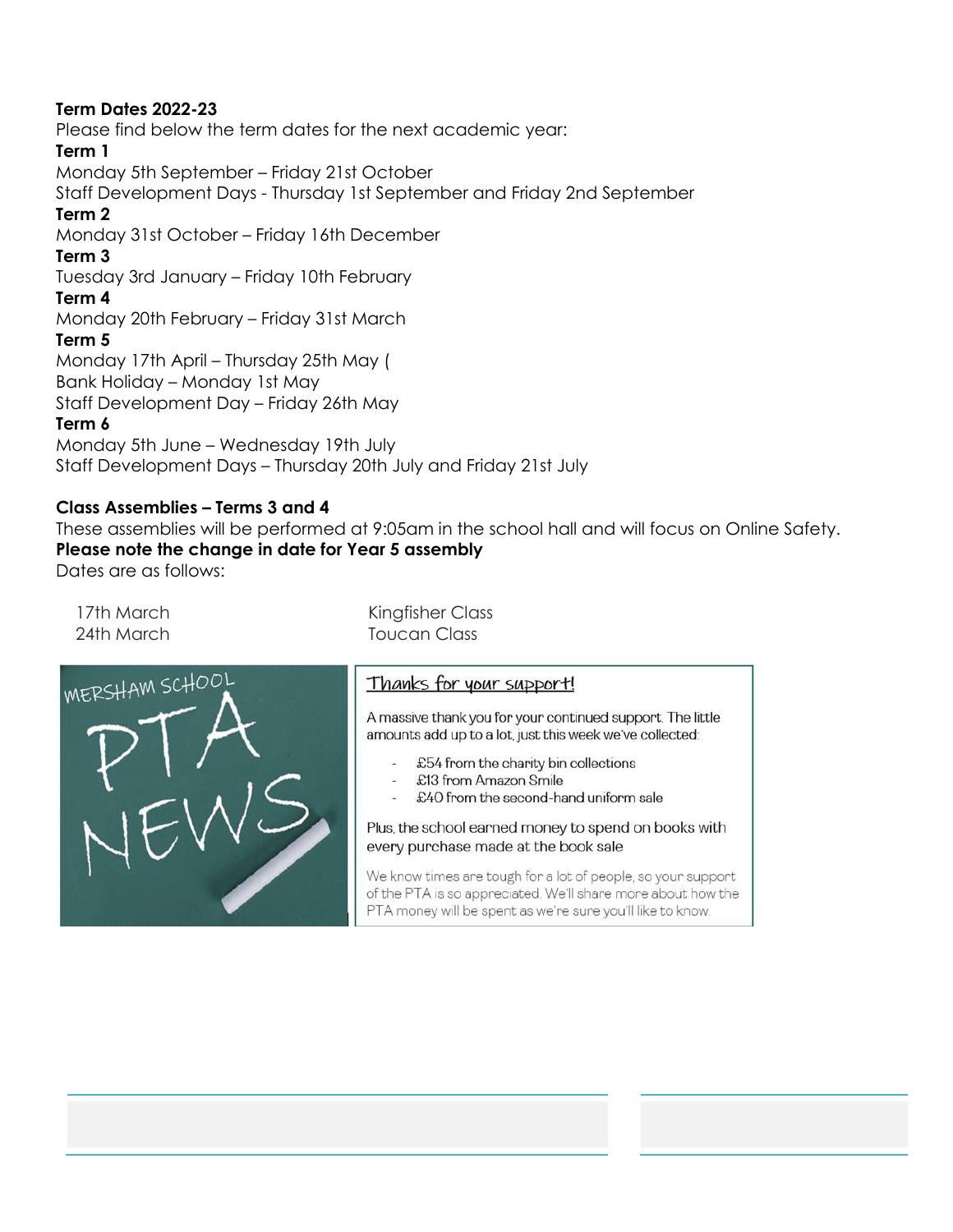**Term Dates 2022-23**

Please find below the term dates for the next academic year:

**Term 1**

Monday 5th September – Friday 21st October

Staff Development Days - Thursday 1st September and Friday 2nd September

**Term 2**

Monday 31st October – Friday 16th December

**Term 3**

Tuesday 3rd January – Friday 10th February

**Term 4**

Monday 20th February – Friday 31st March

**Term 5**

Monday 17th April – Thursday 25th May (

Bank Holiday – Monday 1st May

Staff Development Day – Friday 26th May

**Term 6**

Monday 5th June – Wednesday 19th July

Staff Development Days – Thursday 20th July and Friday 21st July

**Class Assemblies – Terms 3 and 4**

These assemblies will be performed at 9:05am in the school hall and will focus on Online Safety.

**Please note the change in date for Year 5 assembly**

Dates are as follows:

| | |
|---|---|
| 17th March | Kingfisher Class |
| 24th March | Toucan Class |

MERSHAM SCHOOL PTA NEWS

Thanks for your support!

A massive thank you for your continued support. The little amounts add up to a lot, just this week we've collected:

- £54 from the charity bin collections
- £13 from Amazon Smile
- £40 from the second-hand uniform sale

Plus, the school earned money to spend on books with every purchase made at the book sale

We know times are tough for a lot of people, so your support of the PTA is so appreciated. We'll share more about how the PTA money will be spent as we're sure you'll like to know.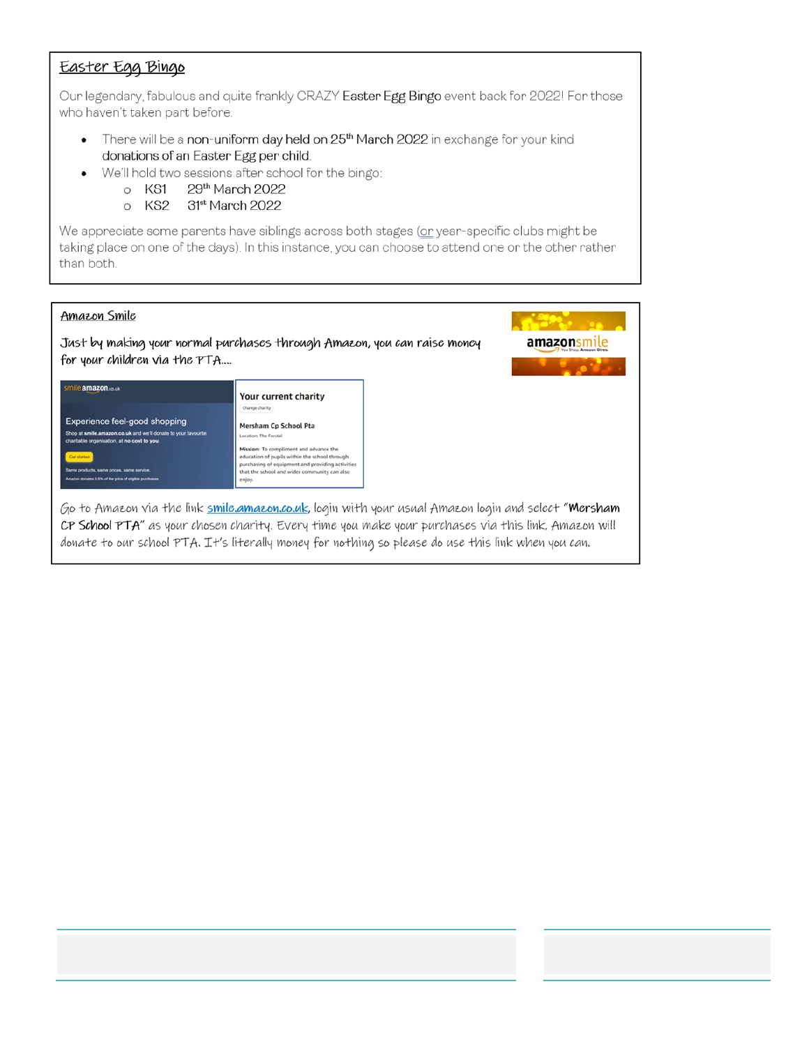## Easter Egg Bingo

Our legendary, fabulous and quite frankly CRAZY **Easter Egg Bingo** event back for 2022! For those who haven't taken part before.

- There will be a **non-uniform day held on 25th March 2022** in exchange for your kind **donations of an Easter Egg per child**.
- We'll hold two sessions after school for the bingo:
  - KS1 29th March 2022
  - KS2 31st March 2022

We appreciate some parents have siblings across both stages (or year-specific clubs might be taking place on one of the days). In this instance, you can choose to attend one or the other rather than both.

## Amazon Smile

Just by making your normal purchases through Amazon, you can raise money for your children via the PTA....

Go to Amazon via the link [smile.amazon.co.uk](smile.amazon.co.uk), login with your usual Amazon login and select "**Mersham CP School PTA**" as your chosen charity. Every time you make your purchases via this link, Amazon will donate to our school PTA. It's literally money for nothing so please do use this link when you can.